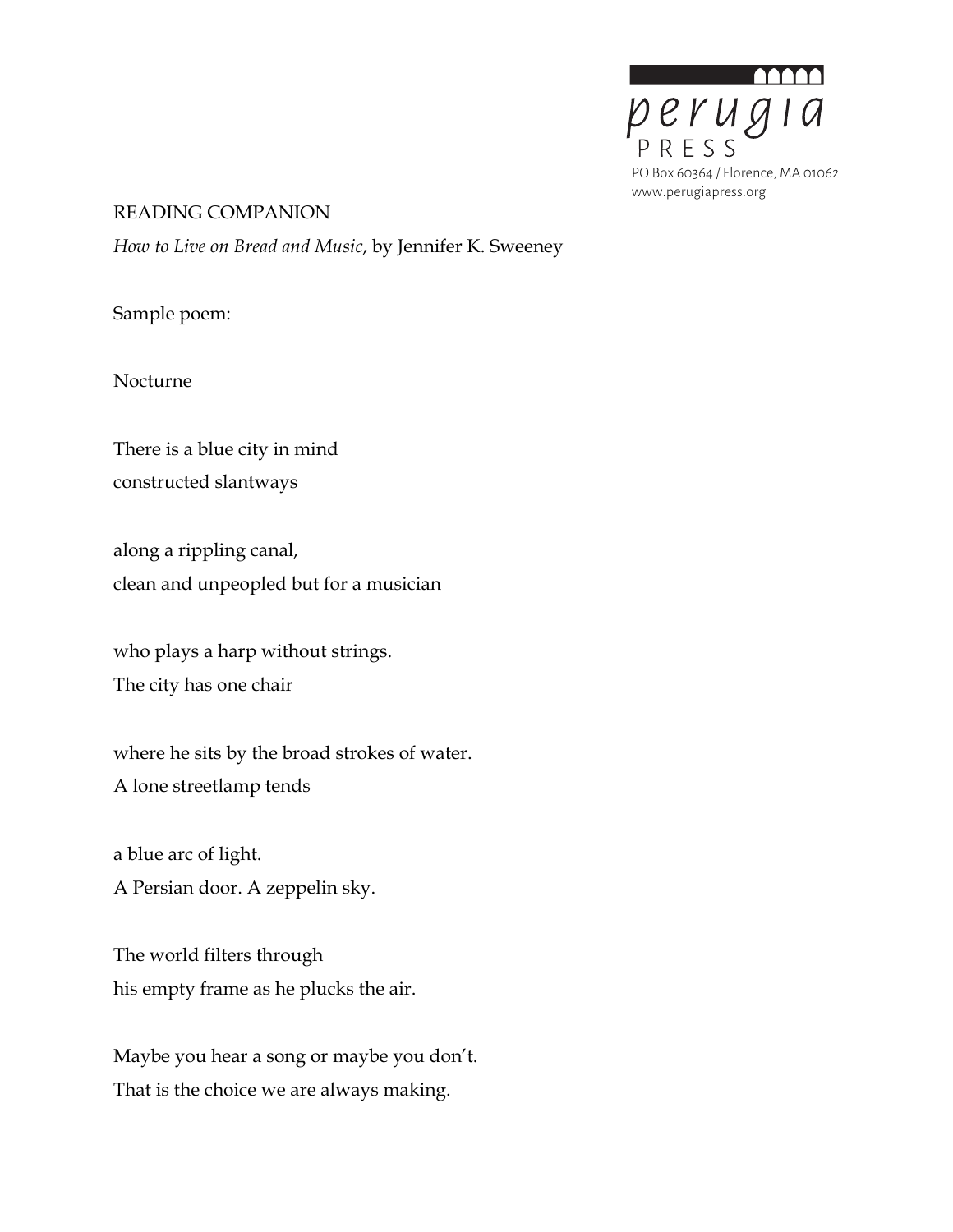perugia PRESS
PO Box 60364 / Florence, MA 01062
www.perugiapress.org

READING COMPANION

*How to Live on Bread and Music*, by Jennifer K. Sweeney

Sample poem:

Nocturne

There is a blue city in mind  
constructed slantways

along a rippling canal,  
clean and unpeopled but for a musician

who plays a harp without strings.  
The city has one chair

where he sits by the broad strokes of water.  
A lone streetlamp tends

a blue arc of light.  
A Persian door. A zeppelin sky.

The world filters through  
his empty frame as he plucks the air.

Maybe you hear a song or maybe you don't.  
That is the choice we are always making.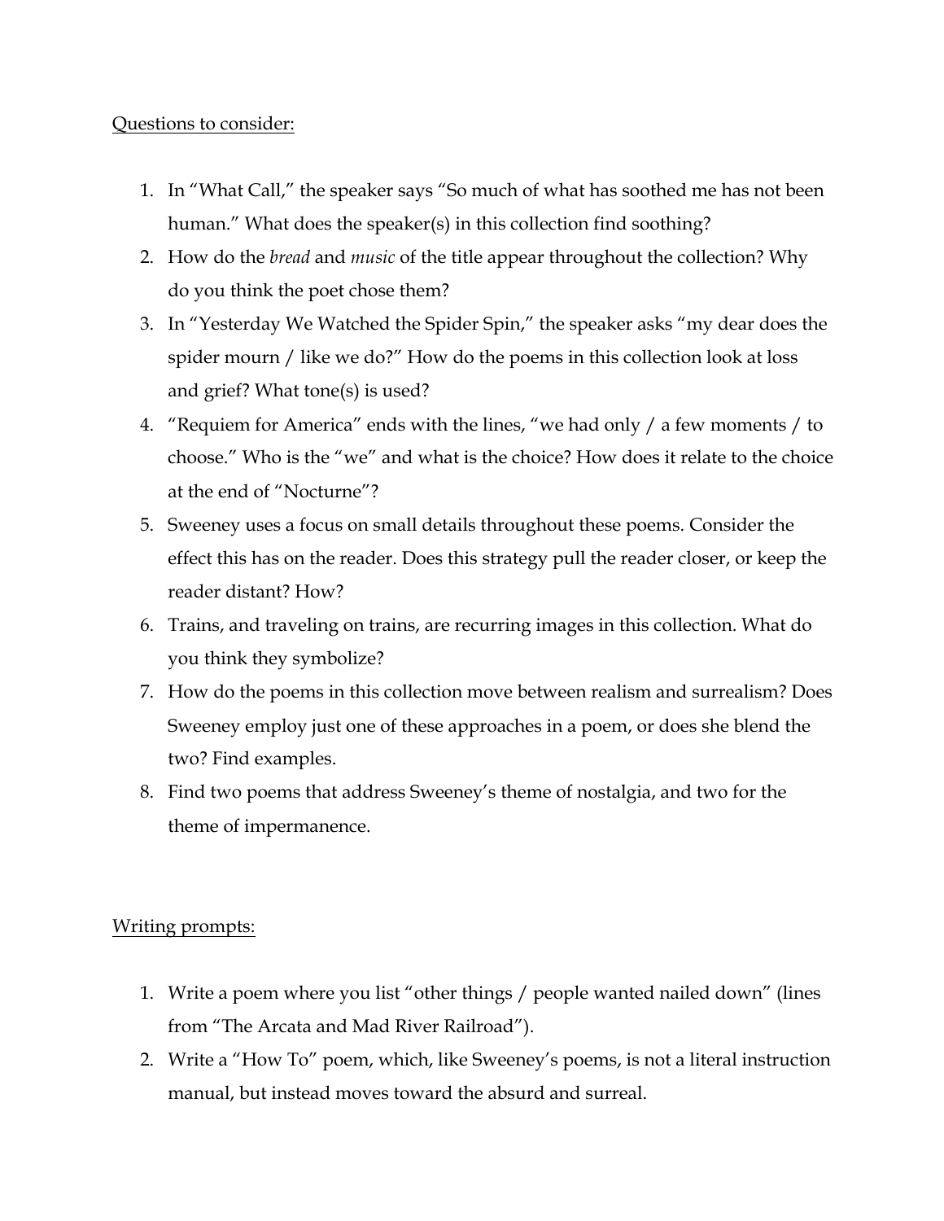<u>Questions to consider:</u>

1. In "What Call," the speaker says "So much of what has soothed me has not been human." What does the speaker(s) in this collection find soothing?
2. How do the *bread* and *music* of the title appear throughout the collection? Why do you think the poet chose them?
3. In "Yesterday We Watched the Spider Spin," the speaker asks "my dear does the spider mourn / like we do?" How do the poems in this collection look at loss and grief? What tone(s) is used?
4. "Requiem for America" ends with the lines, "we had only / a few moments / to choose." Who is the "we" and what is the choice? How does it relate to the choice at the end of "Nocturne"?
5. Sweeney uses a focus on small details throughout these poems. Consider the effect this has on the reader. Does this strategy pull the reader closer, or keep the reader distant? How?
6. Trains, and traveling on trains, are recurring images in this collection. What do you think they symbolize?
7. How do the poems in this collection move between realism and surrealism? Does Sweeney employ just one of these approaches in a poem, or does she blend the two? Find examples.
8. Find two poems that address Sweeney's theme of nostalgia, and two for the theme of impermanence.

<u>Writing prompts:</u>

1. Write a poem where you list "other things / people wanted nailed down" (lines from "The Arcata and Mad River Railroad").
2. Write a "How To" poem, which, like Sweeney's poems, is not a literal instruction manual, but instead moves toward the absurd and surreal.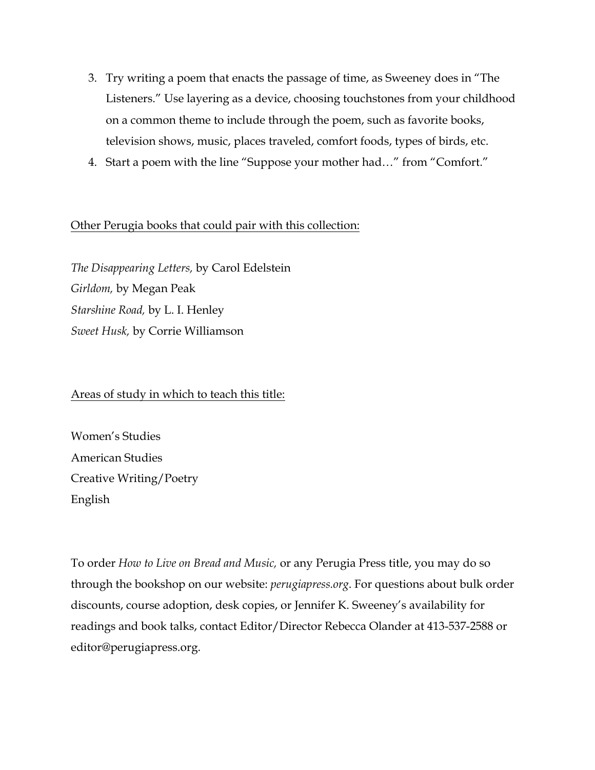3. Try writing a poem that enacts the passage of time, as Sweeney does in "The Listeners." Use layering as a device, choosing touchstones from your childhood on a common theme to include through the poem, such as favorite books, television shows, music, places traveled, comfort foods, types of birds, etc.
4. Start a poem with the line "Suppose your mother had…" from "Comfort."

<u>Other Perugia books that could pair with this collection:</u>

*The Disappearing Letters,* by Carol Edelstein
*Girldom,* by Megan Peak
*Starshine Road,* by L. I. Henley
*Sweet Husk,* by Corrie Williamson

<u>Areas of study in which to teach this title:</u>

Women's Studies
American Studies
Creative Writing/Poetry
English

To order *How to Live on Bread and Music,* or any Perugia Press title, you may do so through the bookshop on our website: *perugiapress.org*. For questions about bulk order discounts, course adoption, desk copies, or Jennifer K. Sweeney's availability for readings and book talks, contact Editor/Director Rebecca Olander at 413-537-2588 or editor@perugiapress.org.